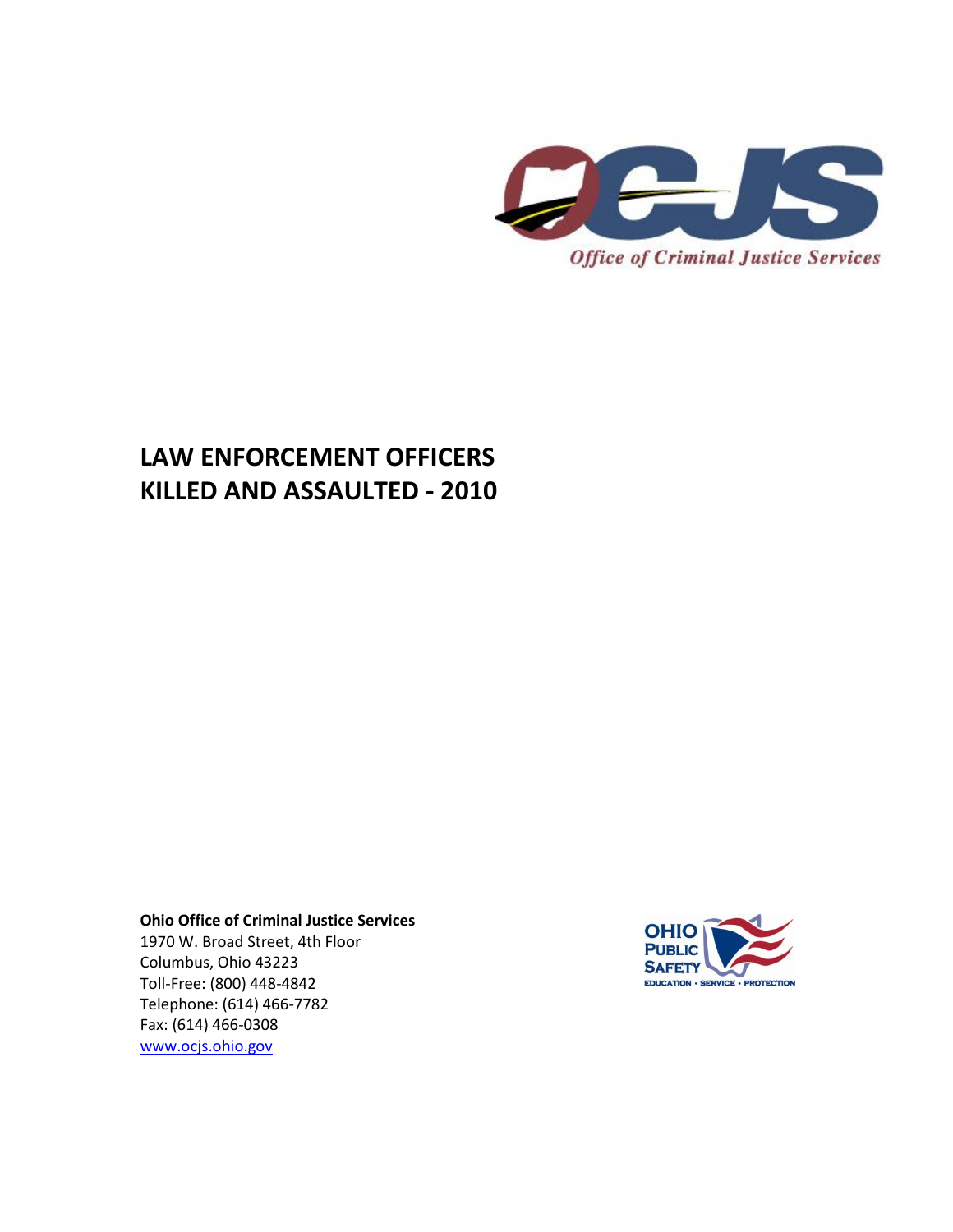Office of Criminal Justice Services

# LAW ENFORCEMENT OFFICERS KILLED AND ASSAULTED - 2010

**Ohio Office of Criminal Justice Services**
1970 W. Broad Street, 4th Floor
Columbus, Ohio 43223
Toll-Free: (800) 448-4842
Telephone: (614) 466-7782
Fax: (614) 466-0308
www.ocjs.ohio.gov

OHIO PUBLIC SAFETY
EDUCATION • SERVICE • PROTECTION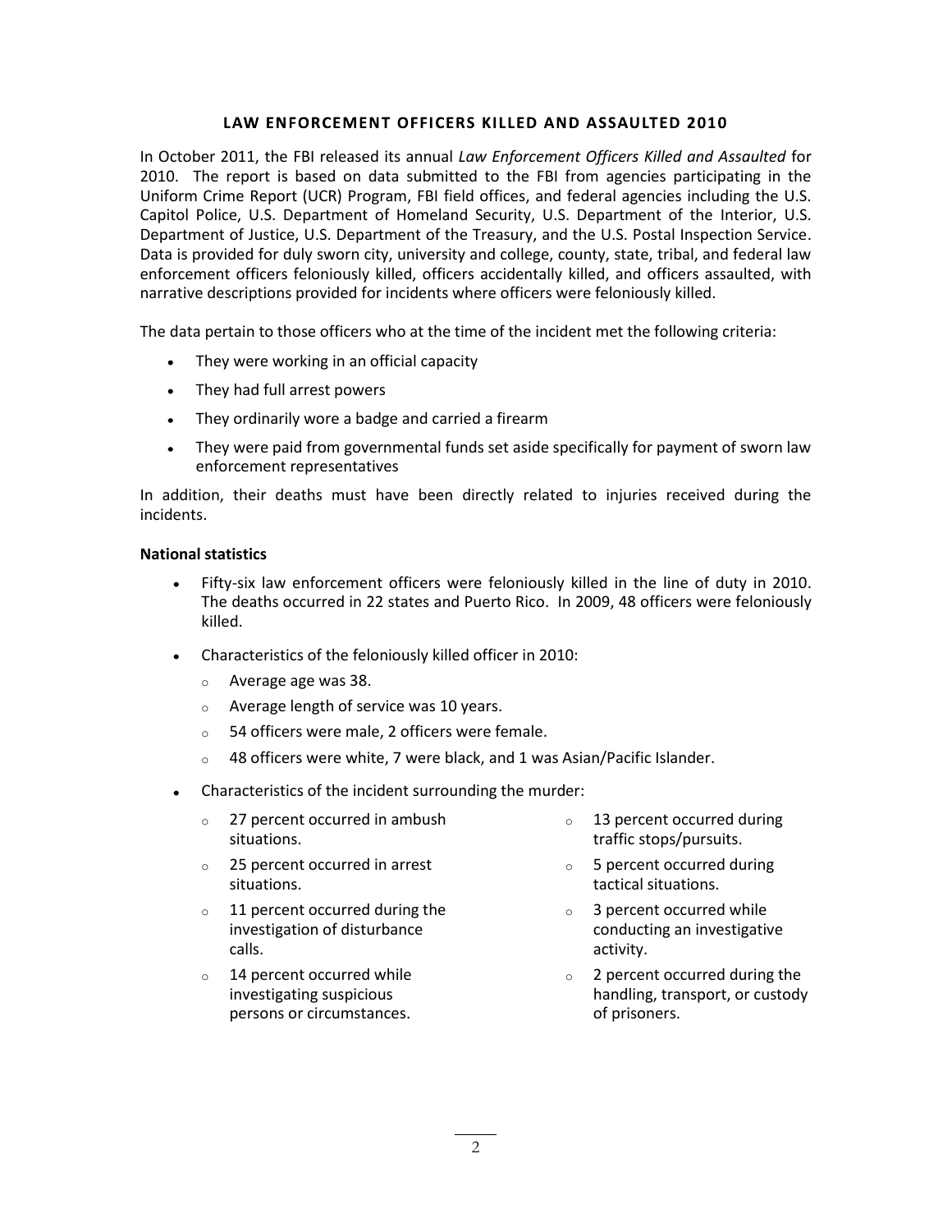## LAW ENFORCEMENT OFFICERS KILLED AND ASSAULTED 2010

In October 2011, the FBI released its annual *Law Enforcement Officers Killed and Assaulted* for 2010. The report is based on data submitted to the FBI from agencies participating in the Uniform Crime Report (UCR) Program, FBI field offices, and federal agencies including the U.S. Capitol Police, U.S. Department of Homeland Security, U.S. Department of the Interior, U.S. Department of Justice, U.S. Department of the Treasury, and the U.S. Postal Inspection Service. Data is provided for duly sworn city, university and college, county, state, tribal, and federal law enforcement officers feloniously killed, officers accidentally killed, and officers assaulted, with narrative descriptions provided for incidents where officers were feloniously killed.

The data pertain to those officers who at the time of the incident met the following criteria:

- They were working in an official capacity
- They had full arrest powers
- They ordinarily wore a badge and carried a firearm
- They were paid from governmental funds set aside specifically for payment of sworn law enforcement representatives

In addition, their deaths must have been directly related to injuries received during the incidents.

**National statistics**

- Fifty-six law enforcement officers were feloniously killed in the line of duty in 2010. The deaths occurred in 22 states and Puerto Rico. In 2009, 48 officers were feloniously killed.
- Characteristics of the feloniously killed officer in 2010:
  - Average age was 38.
  - Average length of service was 10 years.
  - 54 officers were male, 2 officers were female.
  - 48 officers were white, 7 were black, and 1 was Asian/Pacific Islander.
- Characteristics of the incident surrounding the murder:
  - 27 percent occurred in ambush situations.
  - 25 percent occurred in arrest situations.
  - 11 percent occurred during the investigation of disturbance calls.
  - 14 percent occurred while investigating suspicious persons or circumstances.
  - 13 percent occurred during traffic stops/pursuits.
  - 5 percent occurred during tactical situations.
  - 3 percent occurred while conducting an investigative activity.
  - 2 percent occurred during the handling, transport, or custody of prisoners.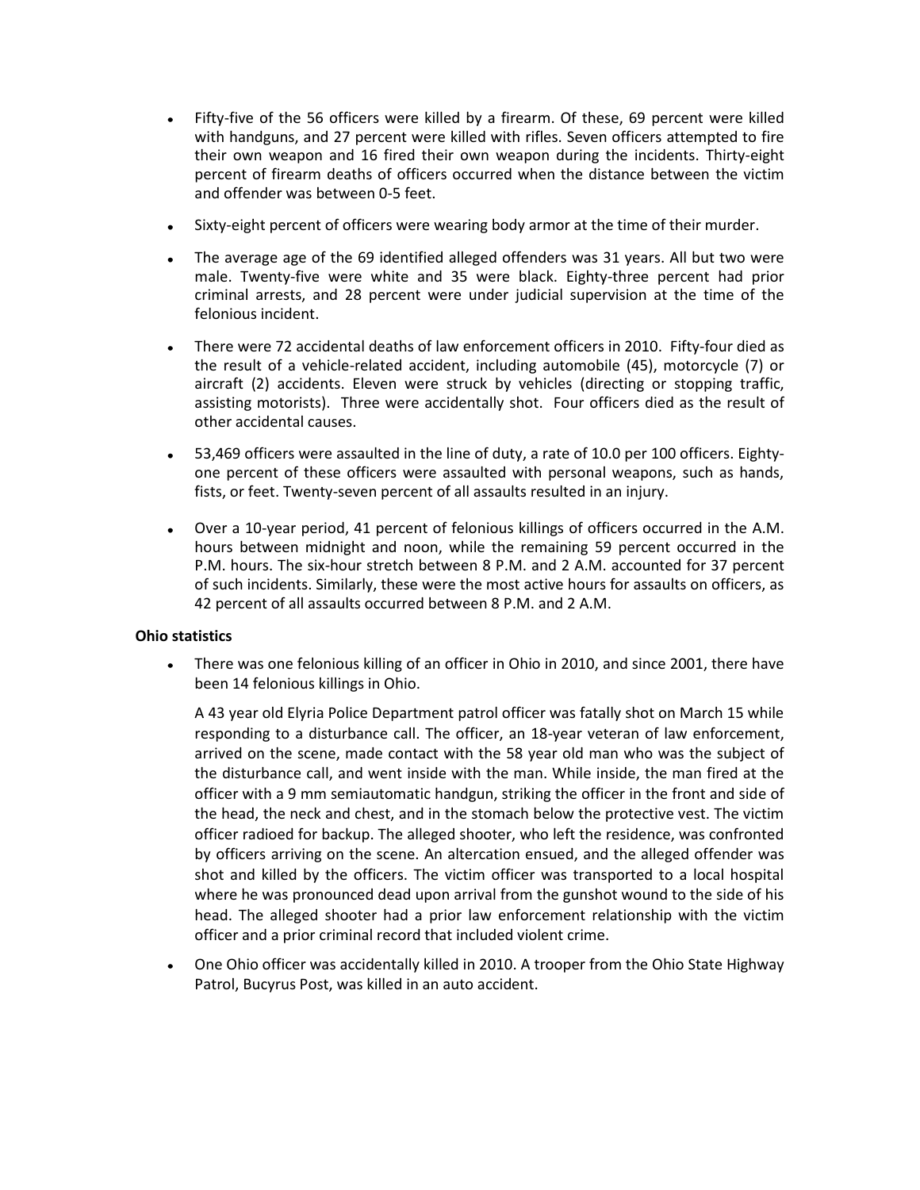- Fifty-five of the 56 officers were killed by a firearm. Of these, 69 percent were killed with handguns, and 27 percent were killed with rifles. Seven officers attempted to fire their own weapon and 16 fired their own weapon during the incidents. Thirty-eight percent of firearm deaths of officers occurred when the distance between the victim and offender was between 0-5 feet.

- Sixty-eight percent of officers were wearing body armor at the time of their murder.

- The average age of the 69 identified alleged offenders was 31 years. All but two were male. Twenty-five were white and 35 were black. Eighty-three percent had prior criminal arrests, and 28 percent were under judicial supervision at the time of the felonious incident.

- There were 72 accidental deaths of law enforcement officers in 2010. Fifty-four died as the result of a vehicle-related accident, including automobile (45), motorcycle (7) or aircraft (2) accidents. Eleven were struck by vehicles (directing or stopping traffic, assisting motorists). Three were accidentally shot. Four officers died as the result of other accidental causes.

- 53,469 officers were assaulted in the line of duty, a rate of 10.0 per 100 officers. Eighty-one percent of these officers were assaulted with personal weapons, such as hands, fists, or feet. Twenty-seven percent of all assaults resulted in an injury.

- Over a 10-year period, 41 percent of felonious killings of officers occurred in the A.M. hours between midnight and noon, while the remaining 59 percent occurred in the P.M. hours. The six-hour stretch between 8 P.M. and 2 A.M. accounted for 37 percent of such incidents. Similarly, these were the most active hours for assaults on officers, as 42 percent of all assaults occurred between 8 P.M. and 2 A.M.

**Ohio statistics**

- There was one felonious killing of an officer in Ohio in 2010, and since 2001, there have been 14 felonious killings in Ohio.

  A 43 year old Elyria Police Department patrol officer was fatally shot on March 15 while responding to a disturbance call. The officer, an 18-year veteran of law enforcement, arrived on the scene, made contact with the 58 year old man who was the subject of the disturbance call, and went inside with the man. While inside, the man fired at the officer with a 9 mm semiautomatic handgun, striking the officer in the front and side of the head, the neck and chest, and in the stomach below the protective vest. The victim officer radioed for backup. The alleged shooter, who left the residence, was confronted by officers arriving on the scene. An altercation ensued, and the alleged offender was shot and killed by the officers. The victim officer was transported to a local hospital where he was pronounced dead upon arrival from the gunshot wound to the side of his head. The alleged shooter had a prior law enforcement relationship with the victim officer and a prior criminal record that included violent crime.

- One Ohio officer was accidentally killed in 2010. A trooper from the Ohio State Highway Patrol, Bucyrus Post, was killed in an auto accident.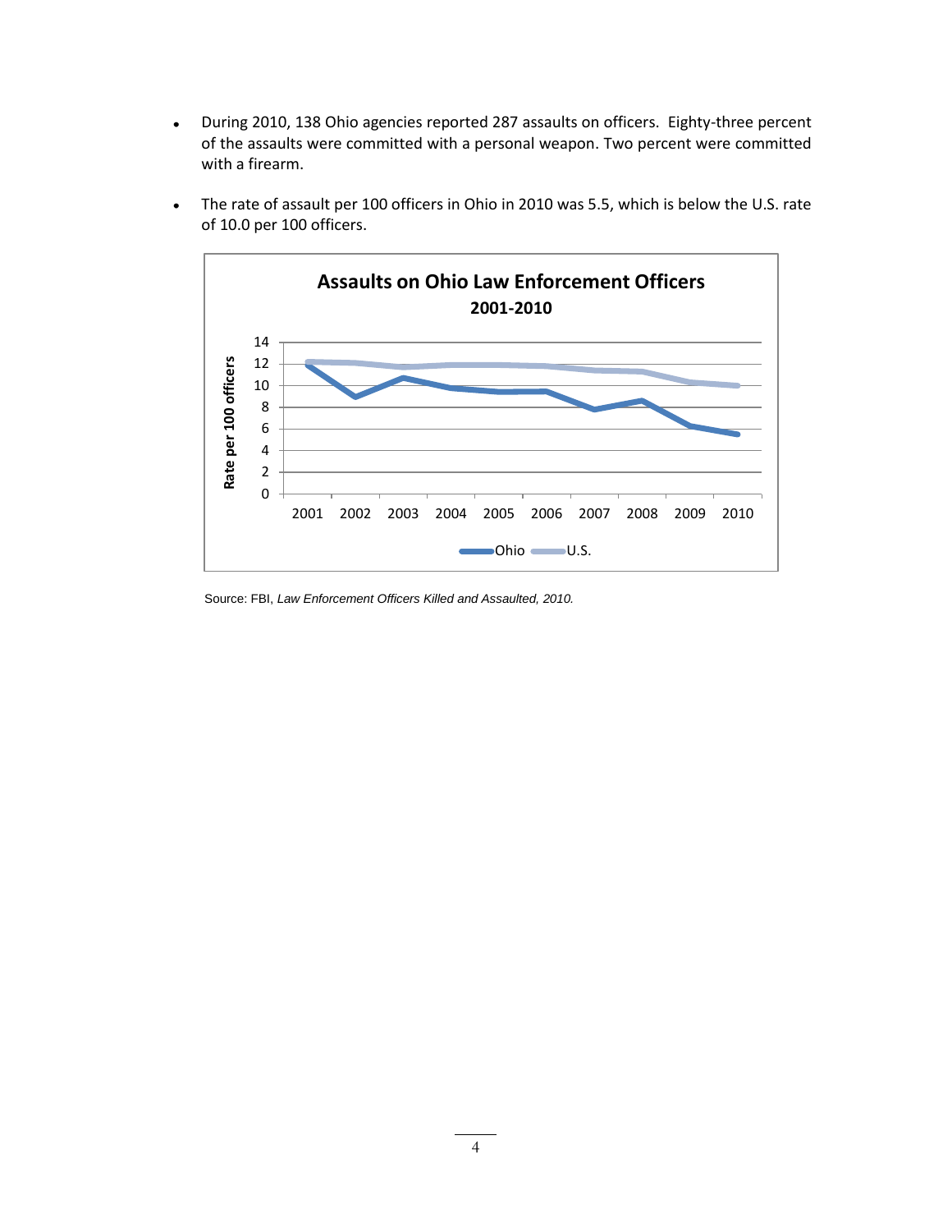- During 2010, 138 Ohio agencies reported 287 assaults on officers. Eighty-three percent of the assaults were committed with a personal weapon. Two percent were committed with a firearm.

- The rate of assault per 100 officers in Ohio in 2010 was 5.5, which is below the U.S. rate of 10.0 per 100 officers.

**Assaults on Ohio Law Enforcement Officers**

**2001-2010**

Rate per 100 officers

14
12
10
8
6
4
2
0

2001 2002 2003 2004 2005 2006 2007 2008 2009 2010

Ohio U.S.

Source: FBI, *Law Enforcement Officers Killed and Assaulted, 2010.*